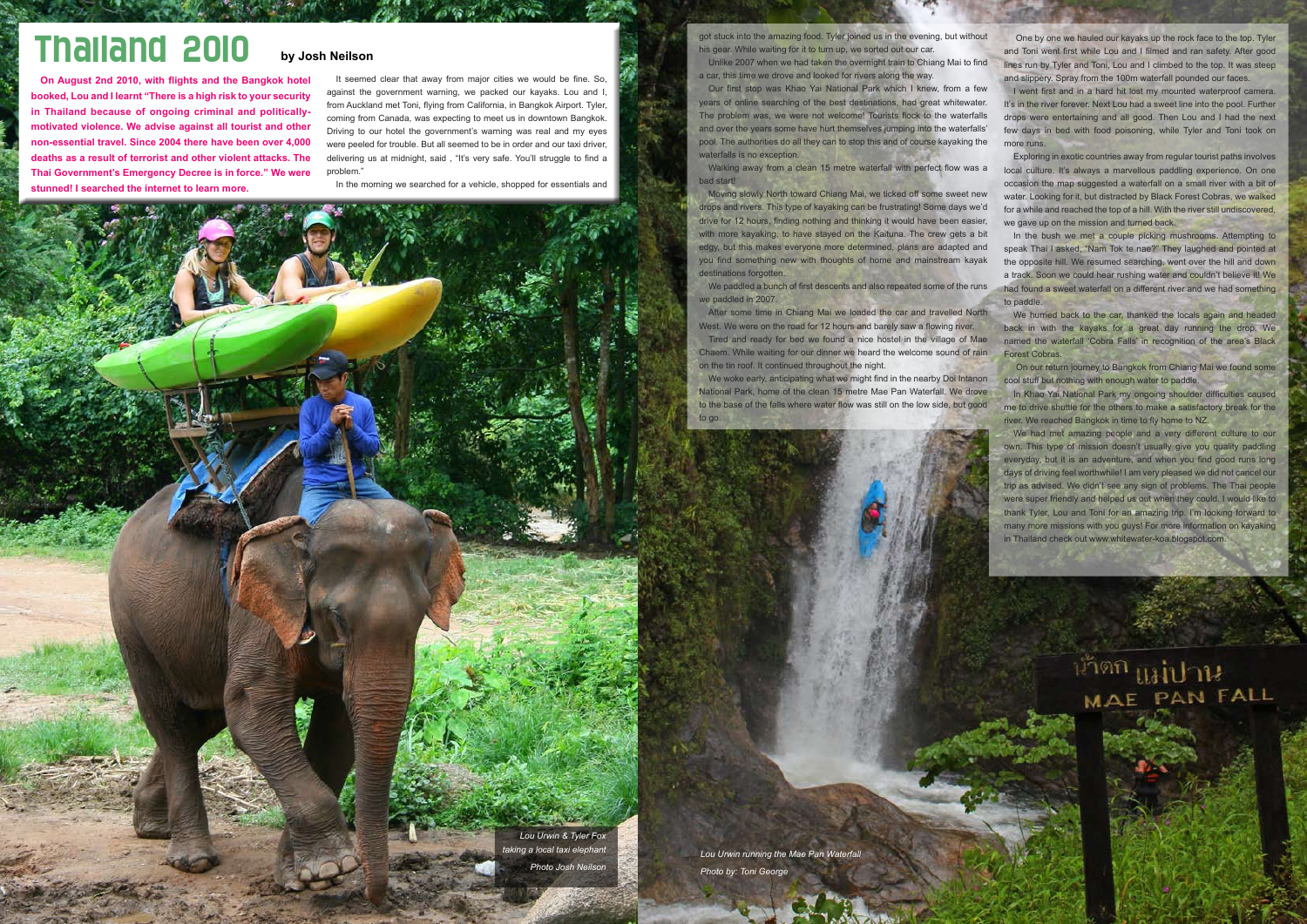# Thailand 2010

**by Josh Neilson**

**On August 2nd 2010, with flights and the Bangkok hotel booked, Lou and I learnt "There is a high risk to your security in Thailand because of ongoing criminal and politically-motivated violence. We advise against all tourist and other non-essential travel. Since 2004 there have been over 4,000 deaths as a result of terrorist and other violent attacks. The Thai Government's Emergency Decree is in force." We were stunned! I searched the internet to learn more.**

It seemed clear that away from major cities we would be fine. So, against the government warning, we packed our kayaks. Lou and I, from Auckland met Toni, flying from California, in Bangkok Airport. Tyler, coming from Canada, was expecting to meet us in downtown Bangkok. Driving to our hotel the government's warning was real and my eyes were peeled for trouble. But all seemed to be in order and our taxi driver, delivering us at midnight, said , "It's very safe. You'll struggle to find a problem."

In the morning we searched for a vehicle, shopped for essentials and got stuck into the amazing food. Tyler joined us in the evening, but without his gear. While waiting for it to turn up, we sorted out our car.

Unlike 2007 when we had taken the overnight train to Chiang Mai to find a car, this time we drove and looked for rivers along the way.

Our first stop was Khao Yai National Park which I knew, from a few years of online searching of the best destinations, had great whitewater. The problem was, we were not welcome! Tourists flock to the waterfalls and over the years some have hurt themselves jumping into the waterfalls' pool. The authorities do all they can to stop this and of course kayaking the waterfalls is no exception.

Walking away from a clean 15 metre waterfall with perfect flow was a bad start!

Moving slowly North toward Chiang Mai, we ticked off some sweet new drops and rivers. This type of kayaking can be frustrating! Some days we'd drive for 12 hours, finding nothing and thinking it would have been easier, with more kayaking, to have stayed on the Kaituna. The crew gets a bit edgy, but this makes everyone more determined, plans are adapted and you find something new with thoughts of home and mainstream kayak destinations forgotten.

We paddled a bunch of first descents and also repeated some of the runs we paddled in 2007.

After some time in Chiang Mai we loaded the car and travelled North West. We were on the road for 12 hours and barely saw a flowing river.

Tired and ready for bed we found a nice hostel in the village of Mae Chaem. While waiting for our dinner we heard the welcome sound of rain on the tin roof. It continued throughout the night.

We woke early, anticipating what we might find in the nearby Doi Intanon National Park, home of the clean 15 metre Mae Pan Waterfall. We drove to the base of the falls where water flow was still on the low side, but good to go.

One by one we hauled our kayaks up the rock face to the top. Tyler and Toni went first while Lou and I filmed and ran safety. After good lines run by Tyler and Toni, Lou and I climbed to the top. It was steep and slippery. Spray from the 100m waterfall pounded our faces.

I went first and in a hard hit lost my mounted waterproof camera. It's in the river forever. Next Lou had a sweet line into the pool. Further drops were entertaining and all good. Then Lou and I had the next few days in bed with food poisoning, while Tyler and Toni took on more runs.

Exploring in exotic countries away from regular tourist paths involves local culture. It's always a marvellous paddling experience. On one occasion the map suggested a waterfall on a small river with a bit of water. Looking for it, but distracted by Black Forest Cobras, we walked for a while and reached the top of a hill. With the river still undiscovered, we gave up on the mission and turned back.

In the bush we met a couple picking mushrooms. Attempting to speak Thai I asked, "Nam Tok te nae?" They laughed and pointed at the opposite hill. We resumed searching, went over the hill and down a track. Soon we could hear rushing water and couldn't believe it! We had found a sweet waterfall on a different river and we had something to paddle.

We hurried back to the car, thanked the locals again and headed back in with the kayaks for a great day running the drop. We named the waterfall "Cobra Falls" in recognition of the area's Black Forest Cobras.

On our return journey to Bangkok from Chiang Mai we found some cool stuff but nothing with enough water to paddle.

In Khao Yai National Park my ongoing shoulder difficulties caused me to drive shuttle for the others to make a satisfactory break for the river. We reached Bangkok in time to fly home to NZ.

We had met amazing people and a very different culture to our own. This type of mission doesn't usually give you quality paddling everyday, but it is an adventure, and when you find good runs long days of driving feel worthwhile! I am very pleased we did not cancel our trip as advised. We didn't see any sign of problems. The Thai people were super friendly and helped us out when they could. I would like to thank Tyler, Lou and Toni for an amazing trip. I'm looking forward to many more missions with you guys! For more information on kayaking in Thailand check out www.whitewater-koa.blogspot.com.

*Lou Urwin & Tyler Fox taking a local taxi elephant*
*Photo Josh Neilson*

*Lou Urwin running the Mae Pan Waterfall*
*Photo by: Toni George*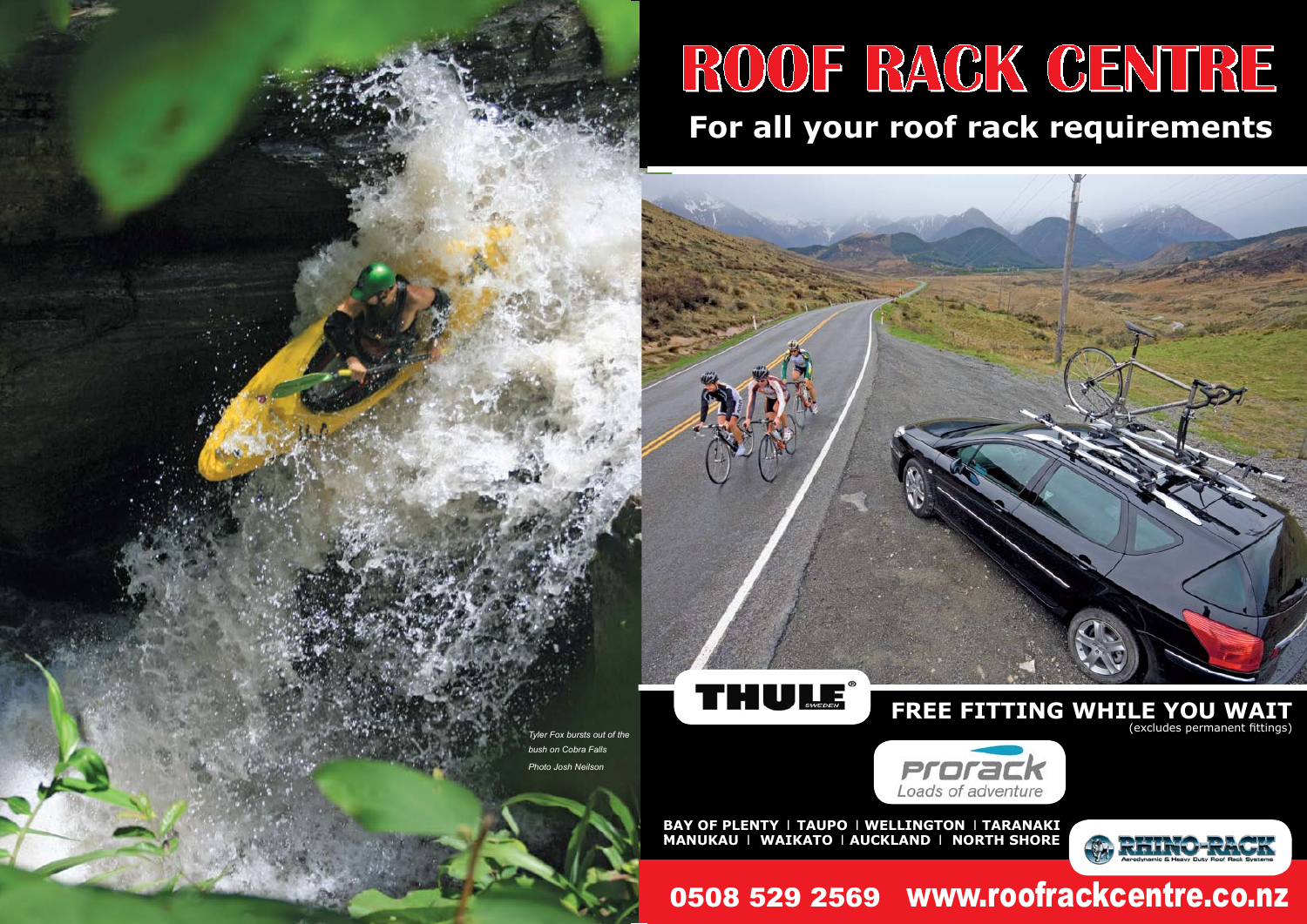Tyler Fox bursts out of the bush on Cobra Falls

Photo Josh Neilson

# ROOF RACK CENTRE

## For all your roof rack requirements

THULE

**FREE FITTING WHILE YOU WAIT**
(excludes permanent fittings)

prorack
Loads of adventure

RHINO-RACK
Aerodynamic & Heavy Duty Roof Rack Systems

**BAY OF PLENTY | TAUPO | WELLINGTON | TARANAKI**
**MANUKAU | WAIKATO | AUCKLAND | NORTH SHORE**

**0508 529 2569 www.roofrackcentre.co.nz**